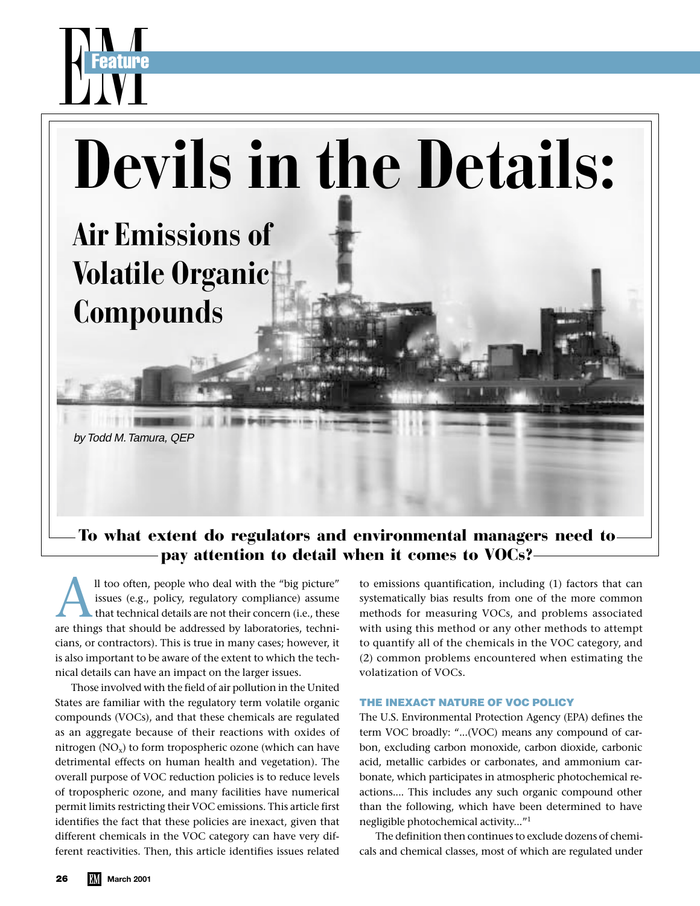# Devils in the Details:

## Air Emissions of Volatile Organic Compounds

*by Todd M. Tamura, QEP*

**To what extent do regulators and environmental managers need to pay attention to detail when it comes to VOCs?**

All too often, people who deal with the "big picture" issues (e.g., policy, regulatory compliance) assume that technical details are not their concern (i.e., these are things that should be addressed by laboratories, technicians, or contractors). This is true in many cases; however, it is also important to be aware of the extent to which the technical details can have an impact on the larger issues.

Those involved with the field of air pollution in the United States are familiar with the regulatory term volatile organic compounds (VOCs), and that these chemicals are regulated as an aggregate because of their reactions with oxides of nitrogen ($NO_x$) to form tropospheric ozone (which can have detrimental effects on human health and vegetation). The overall purpose of VOC reduction policies is to reduce levels of tropospheric ozone, and many facilities have numerical permit limits restricting their VOC emissions. This article first identifies the fact that these policies are inexact, given that different chemicals in the VOC category can have very different reactivities. Then, this article identifies issues related to emissions quantification, including (1) factors that can systematically bias results from one of the more common methods for measuring VOCs, and problems associated with using this method or any other methods to attempt to quantify all of the chemicals in the VOC category, and (2) common problems encountered when estimating the volatization of VOCs.

### THE INEXACT NATURE OF VOC POLICY

The U.S. Environmental Protection Agency (EPA) defines the term VOC broadly: "...(VOC) means any compound of carbon, excluding carbon monoxide, carbon dioxide, carbonic acid, metallic carbides or carbonates, and ammonium carbonate, which participates in atmospheric photochemical reactions.... This includes any such organic compound other than the following, which have been determined to have negligible photochemical activity..."[1]

The definition then continues to exclude dozens of chemicals and chemical classes, most of which are regulated under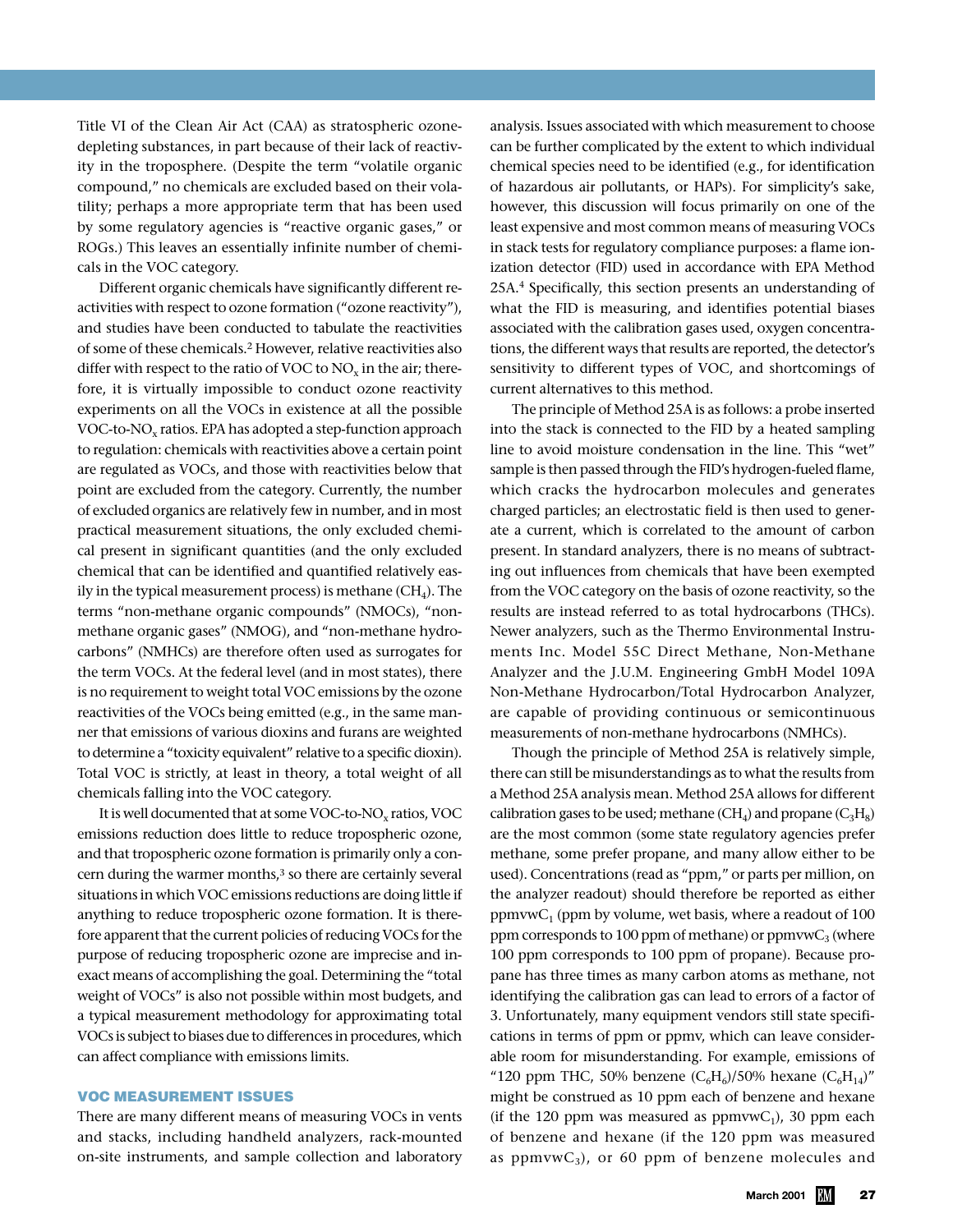Title VI of the Clean Air Act (CAA) as stratospheric ozone-depleting substances, in part because of their lack of reactivity in the troposphere. (Despite the term "volatile organic compound," no chemicals are excluded based on their volatility; perhaps a more appropriate term that has been used by some regulatory agencies is "reactive organic gases," or ROGs.) This leaves an essentially infinite number of chemicals in the VOC category.

Different organic chemicals have significantly different reactivities with respect to ozone formation ("ozone reactivity"), and studies have been conducted to tabulate the reactivities of some of these chemicals.[2] However, relative reactivities also differ with respect to the ratio of VOC to $NO_x$ in the air; therefore, it is virtually impossible to conduct ozone reactivity experiments on all the VOCs in existence at all the possible VOC-to-$NO_x$ ratios. EPA has adopted a step-function approach to regulation: chemicals with reactivities above a certain point are regulated as VOCs, and those with reactivities below that point are excluded from the category. Currently, the number of excluded organics are relatively few in number, and in most practical measurement situations, the only excluded chemical present in significant quantities (and the only excluded chemical that can be identified and quantified relatively easily in the typical measurement process) is methane ($CH_4$). The terms "non-methane organic compounds" (NMOCs), "non-methane organic gases" (NMOG), and "non-methane hydrocarbons" (NMHCs) are therefore often used as surrogates for the term VOCs. At the federal level (and in most states), there is no requirement to weight total VOC emissions by the ozone reactivities of the VOCs being emitted (e.g., in the same manner that emissions of various dioxins and furans are weighted to determine a "toxicity equivalent" relative to a specific dioxin). Total VOC is strictly, at least in theory, a total weight of all chemicals falling into the VOC category.

It is well documented that at some VOC-to-$NO_x$ ratios, VOC emissions reduction does little to reduce tropospheric ozone, and that tropospheric ozone formation is primarily only a concern during the warmer months,[3] so there are certainly several situations in which VOC emissions reductions are doing little if anything to reduce tropospheric ozone formation. It is therefore apparent that the current policies of reducing VOCs for the purpose of reducing tropospheric ozone are imprecise and inexact means of accomplishing the goal. Determining the "total weight of VOCs" is also not possible within most budgets, and a typical measurement methodology for approximating total VOCs is subject to biases due to differences in procedures, which can affect compliance with emissions limits.

## VOC MEASUREMENT ISSUES

There are many different means of measuring VOCs in vents and stacks, including handheld analyzers, rack-mounted on-site instruments, and sample collection and laboratory analysis. Issues associated with which measurement to choose can be further complicated by the extent to which individual chemical species need to be identified (e.g., for identification of hazardous air pollutants, or HAPs). For simplicity's sake, however, this discussion will focus primarily on one of the least expensive and most common means of measuring VOCs in stack tests for regulatory compliance purposes: a flame ionization detector (FID) used in accordance with EPA Method 25A.[4] Specifically, this section presents an understanding of what the FID is measuring, and identifies potential biases associated with the calibration gases used, oxygen concentrations, the different ways that results are reported, the detector's sensitivity to different types of VOC, and shortcomings of current alternatives to this method.

The principle of Method 25A is as follows: a probe inserted into the stack is connected to the FID by a heated sampling line to avoid moisture condensation in the line. This "wet" sample is then passed through the FID's hydrogen-fueled flame, which cracks the hydrocarbon molecules and generates charged particles; an electrostatic field is then used to generate a current, which is correlated to the amount of carbon present. In standard analyzers, there is no means of subtracting out influences from chemicals that have been exempted from the VOC category on the basis of ozone reactivity, so the results are instead referred to as total hydrocarbons (THCs). Newer analyzers, such as the Thermo Environmental Instruments Inc. Model 55C Direct Methane, Non-Methane Analyzer and the J.U.M. Engineering GmbH Model 109A Non-Methane Hydrocarbon/Total Hydrocarbon Analyzer, are capable of providing continuous or semicontinuous measurements of non-methane hydrocarbons (NMHCs).

Though the principle of Method 25A is relatively simple, there can still be misunderstandings as to what the results from a Method 25A analysis mean. Method 25A allows for different calibration gases to be used; methane ($CH_4$) and propane ($C_3H_8$) are the most common (some state regulatory agencies prefer methane, some prefer propane, and many allow either to be used). Concentrations (read as "ppm," or parts per million, on the analyzer readout) should therefore be reported as either ppmvw$C_1$ (ppm by volume, wet basis, where a readout of 100 ppm corresponds to 100 ppm of methane) or ppmvw$C_3$ (where 100 ppm corresponds to 100 ppm of propane). Because propane has three times as many carbon atoms as methane, not identifying the calibration gas can lead to errors of a factor of 3. Unfortunately, many equipment vendors still state specifications in terms of ppm or ppmv, which can leave considerable room for misunderstanding. For example, emissions of "120 ppm THC, 50% benzene ($C_6H_6$)/50% hexane ($C_6H_{14}$)" might be construed as 10 ppm each of benzene and hexane (if the 120 ppm was measured as ppmvw$C_1$), 30 ppm each of benzene and hexane (if the 120 ppm was measured as ppmvw$C_3$), or 60 ppm of benzene molecules and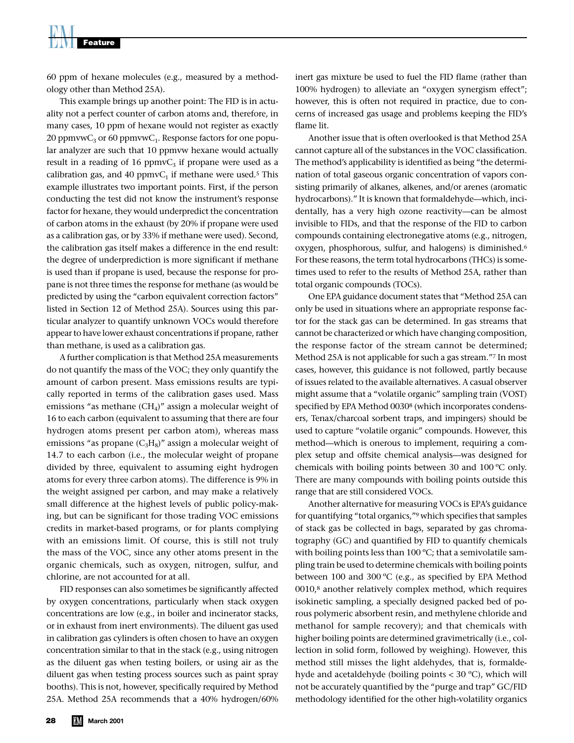60 ppm of hexane molecules (e.g., measured by a methodology other than Method 25A).

This example brings up another point: The FID is in actuality not a perfect counter of carbon atoms and, therefore, in many cases, 10 ppm of hexane would not register as exactly 20 ppmvw$C_3$ or 60 ppmvw$C_1$. Response factors for one popular analyzer are such that 10 ppmvw hexane would actually result in a reading of 16 ppmv$C_3$ if propane were used as a calibration gas, and 40 ppmv$C_1$ if methane were used.[5] This example illustrates two important points. First, if the person conducting the test did not know the instrument's response factor for hexane, they would underpredict the concentration of carbon atoms in the exhaust (by 20% if propane were used as a calibration gas, or by 33% if methane were used). Second, the calibration gas itself makes a difference in the end result: the degree of underprediction is more significant if methane is used than if propane is used, because the response for propane is not three times the response for methane (as would be predicted by using the "carbon equivalent correction factors" listed in Section 12 of Method 25A). Sources using this particular analyzer to quantify unknown VOCs would therefore appear to have lower exhaust concentrations if propane, rather than methane, is used as a calibration gas.

A further complication is that Method 25A measurements do not quantify the mass of the VOC; they only quantify the amount of carbon present. Mass emissions results are typically reported in terms of the calibration gases used. Mass emissions "as methane ($CH_4$)" assign a molecular weight of 16 to each carbon (equivalent to assuming that there are four hydrogen atoms present per carbon atom), whereas mass emissions "as propane ($C_3H_8$)" assign a molecular weight of 14.7 to each carbon (i.e., the molecular weight of propane divided by three, equivalent to assuming eight hydrogen atoms for every three carbon atoms). The difference is 9% in the weight assigned per carbon, and may make a relatively small difference at the highest levels of public policy-making, but can be significant for those trading VOC emissions credits in market-based programs, or for plants complying with an emissions limit. Of course, this is still not truly the mass of the VOC, since any other atoms present in the organic chemicals, such as oxygen, nitrogen, sulfur, and chlorine, are not accounted for at all.

FID responses can also sometimes be significantly affected by oxygen concentrations, particularly when stack oxygen concentrations are low (e.g., in boiler and incinerator stacks, or in exhaust from inert environments). The diluent gas used in calibration gas cylinders is often chosen to have an oxygen concentration similar to that in the stack (e.g., using nitrogen as the diluent gas when testing boilers, or using air as the diluent gas when testing process sources such as paint spray booths). This is not, however, specifically required by Method 25A. Method 25A recommends that a 40% hydrogen/60% inert gas mixture be used to fuel the FID flame (rather than 100% hydrogen) to alleviate an "oxygen synergism effect"; however, this is often not required in practice, due to concerns of increased gas usage and problems keeping the FID's flame lit.

Another issue that is often overlooked is that Method 25A cannot capture all of the substances in the VOC classification. The method's applicability is identified as being "the determination of total gaseous organic concentration of vapors consisting primarily of alkanes, alkenes, and/or arenes (aromatic hydrocarbons)." It is known that formaldehyde—which, incidentally, has a very high ozone reactivity—can be almost invisible to FIDs, and that the response of the FID to carbon compounds containing electronegative atoms (e.g., nitrogen, oxygen, phosphorous, sulfur, and halogens) is diminished.[6] For these reasons, the term total hydrocarbons (THCs) is sometimes used to refer to the results of Method 25A, rather than total organic compounds (TOCs).

One EPA guidance document states that "Method 25A can only be used in situations where an appropriate response factor for the stack gas can be determined. In gas streams that cannot be characterized or which have changing composition, the response factor of the stream cannot be determined; Method 25A is not applicable for such a gas stream."[7] In most cases, however, this guidance is not followed, partly because of issues related to the available alternatives. A casual observer might assume that a "volatile organic" sampling train (VOST) specified by EPA Method 0030[8] (which incorporates condensers, Tenax/charcoal sorbent traps, and impingers) should be used to capture "volatile organic" compounds. However, this method—which is onerous to implement, requiring a complex setup and offsite chemical analysis—was designed for chemicals with boiling points between 30 and 100 ºC only. There are many compounds with boiling points outside this range that are still considered VOCs.

Another alternative for measuring VOCs is EPA's guidance for quantifying "total organics,"[9] which specifies that samples of stack gas be collected in bags, separated by gas chromatography (GC) and quantified by FID to quantify chemicals with boiling points less than 100 ºC; that a semivolatile sampling train be used to determine chemicals with boiling points between 100 and 300 ºC (e.g., as specified by EPA Method 0010,[8] another relatively complex method, which requires isokinetic sampling, a specially designed packed bed of porous polymeric absorbent resin, and methylene chloride and methanol for sample recovery); and that chemicals with higher boiling points are determined gravimetrically (i.e., collection in solid form, followed by weighing). However, this method still misses the light aldehydes, that is, formaldehyde and acetaldehyde (boiling points < 30 ºC), which will not be accurately quantified by the "purge and trap" GC/FID methodology identified for the other high-volatility organics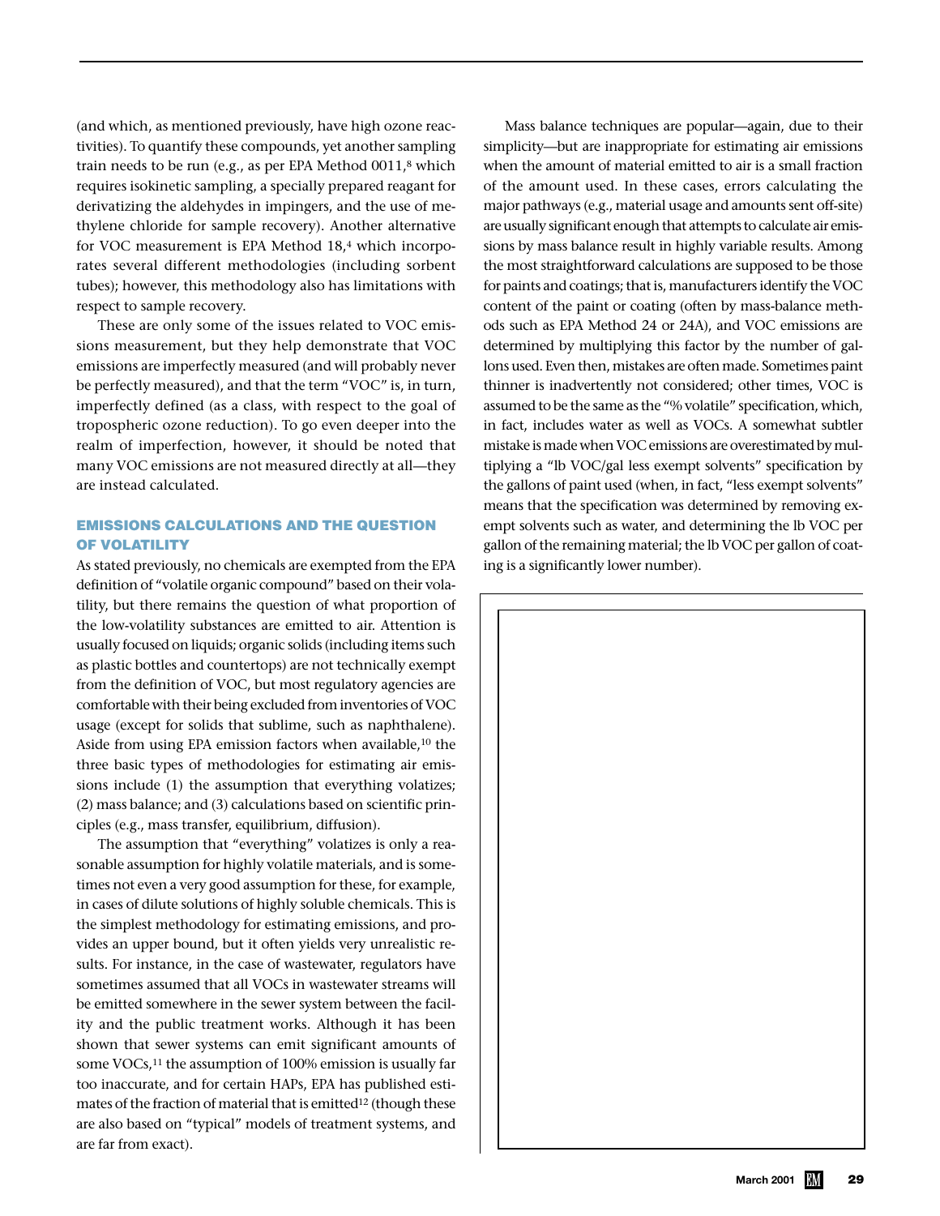(and which, as mentioned previously, have high ozone reactivities). To quantify these compounds, yet another sampling train needs to be run (e.g., as per EPA Method 0011,[8] which requires isokinetic sampling, a specially prepared reagent for derivatizing the aldehydes in impingers, and the use of methylene chloride for sample recovery). Another alternative for VOC measurement is EPA Method 18,[4] which incorporates several different methodologies (including sorbent tubes); however, this methodology also has limitations with respect to sample recovery.

These are only some of the issues related to VOC emissions measurement, but they help demonstrate that VOC emissions are imperfectly measured (and will probably never be perfectly measured), and that the term "VOC" is, in turn, imperfectly defined (as a class, with respect to the goal of tropospheric ozone reduction). To go even deeper into the realm of imperfection, however, it should be noted that many VOC emissions are not measured directly at all—they are instead calculated.

## EMISSIONS CALCULATIONS AND THE QUESTION OF VOLATILITY

As stated previously, no chemicals are exempted from the EPA definition of "volatile organic compound" based on their volatility, but there remains the question of what proportion of the low-volatility substances are emitted to air. Attention is usually focused on liquids; organic solids (including items such as plastic bottles and countertops) are not technically exempt from the definition of VOC, but most regulatory agencies are comfortable with their being excluded from inventories of VOC usage (except for solids that sublime, such as naphthalene). Aside from using EPA emission factors when available,[10] the three basic types of methodologies for estimating air emissions include (1) the assumption that everything volatizes; (2) mass balance; and (3) calculations based on scientific principles (e.g., mass transfer, equilibrium, diffusion).

The assumption that "everything" volatizes is only a reasonable assumption for highly volatile materials, and is sometimes not even a very good assumption for these, for example, in cases of dilute solutions of highly soluble chemicals. This is the simplest methodology for estimating emissions, and provides an upper bound, but it often yields very unrealistic results. For instance, in the case of wastewater, regulators have sometimes assumed that all VOCs in wastewater streams will be emitted somewhere in the sewer system between the facility and the public treatment works. Although it has been shown that sewer systems can emit significant amounts of some VOCs,[11] the assumption of 100% emission is usually far too inaccurate, and for certain HAPs, EPA has published estimates of the fraction of material that is emitted[12] (though these are also based on "typical" models of treatment systems, and are far from exact).

Mass balance techniques are popular—again, due to their simplicity—but are inappropriate for estimating air emissions when the amount of material emitted to air is a small fraction of the amount used. In these cases, errors calculating the major pathways (e.g., material usage and amounts sent off-site) are usually significant enough that attempts to calculate air emissions by mass balance result in highly variable results. Among the most straightforward calculations are supposed to be those for paints and coatings; that is, manufacturers identify the VOC content of the paint or coating (often by mass-balance methods such as EPA Method 24 or 24A), and VOC emissions are determined by multiplying this factor by the number of gallons used. Even then, mistakes are often made. Sometimes paint thinner is inadvertently not considered; other times, VOC is assumed to be the same as the "% volatile" specification, which, in fact, includes water as well as VOCs. A somewhat subtler mistake is made when VOC emissions are overestimated by multiplying a "lb VOC/gal less exempt solvents" specification by the gallons of paint used (when, in fact, "less exempt solvents" means that the specification was determined by removing exempt solvents such as water, and determining the lb VOC per gallon of the remaining material; the lb VOC per gallon of coating is a significantly lower number).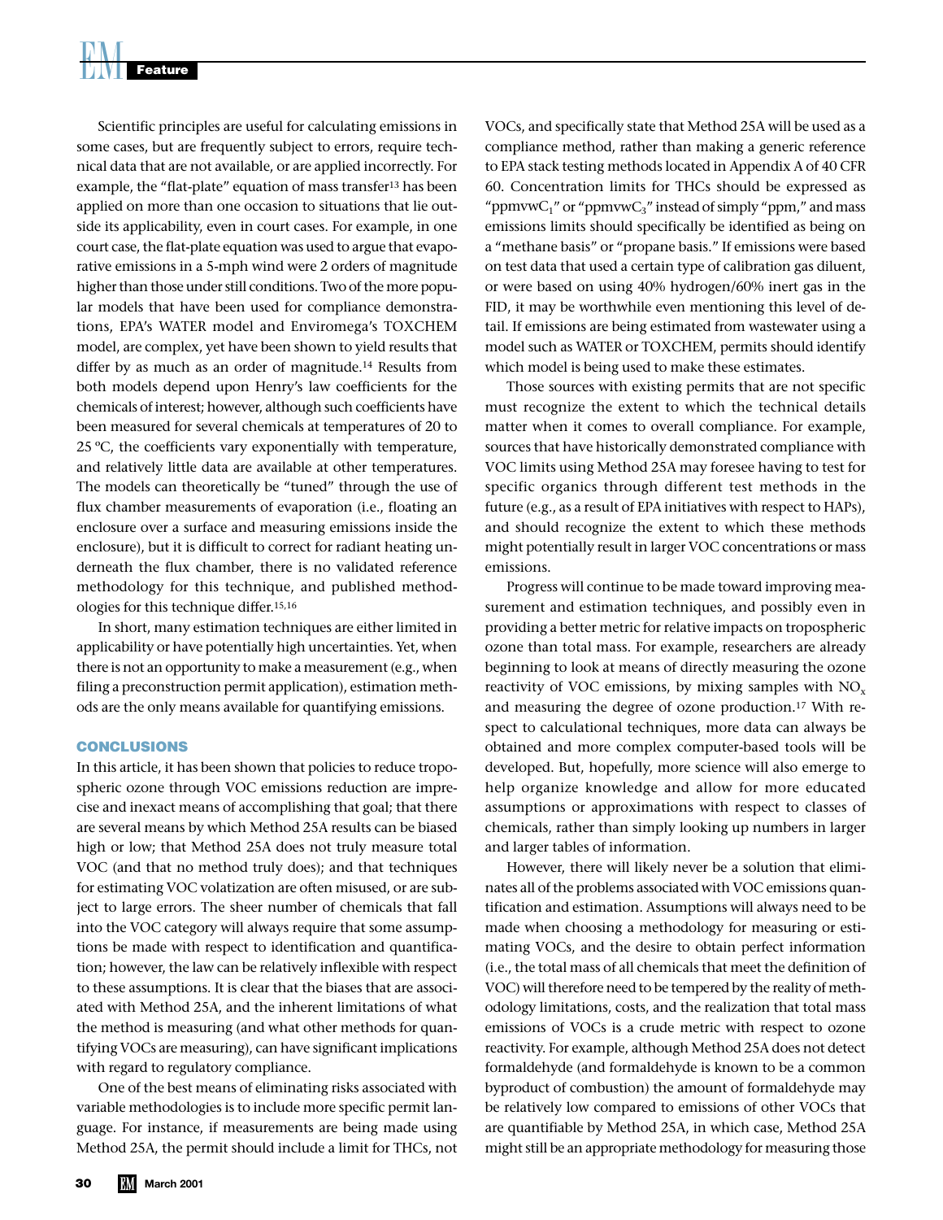Scientific principles are useful for calculating emissions in some cases, but are frequently subject to errors, require technical data that are not available, or are applied incorrectly. For example, the "flat-plate" equation of mass transfer[13] has been applied on more than one occasion to situations that lie outside its applicability, even in court cases. For example, in one court case, the flat-plate equation was used to argue that evaporative emissions in a 5-mph wind were 2 orders of magnitude higher than those under still conditions. Two of the more popular models that have been used for compliance demonstrations, EPA's WATER model and Enviromega's TOXCHEM model, are complex, yet have been shown to yield results that differ by as much as an order of magnitude.[14] Results from both models depend upon Henry's law coefficients for the chemicals of interest; however, although such coefficients have been measured for several chemicals at temperatures of 20 to 25 ºC, the coefficients vary exponentially with temperature, and relatively little data are available at other temperatures. The models can theoretically be "tuned" through the use of flux chamber measurements of evaporation (i.e., floating an enclosure over a surface and measuring emissions inside the enclosure), but it is difficult to correct for radiant heating underneath the flux chamber, there is no validated reference methodology for this technique, and published methodologies for this technique differ.[15,16]

In short, many estimation techniques are either limited in applicability or have potentially high uncertainties. Yet, when there is not an opportunity to make a measurement (e.g., when filing a preconstruction permit application), estimation methods are the only means available for quantifying emissions.

## CONCLUSIONS

In this article, it has been shown that policies to reduce tropospheric ozone through VOC emissions reduction are imprecise and inexact means of accomplishing that goal; that there are several means by which Method 25A results can be biased high or low; that Method 25A does not truly measure total VOC (and that no method truly does); and that techniques for estimating VOC volatization are often misused, or are subject to large errors. The sheer number of chemicals that fall into the VOC category will always require that some assumptions be made with respect to identification and quantification; however, the law can be relatively inflexible with respect to these assumptions. It is clear that the biases that are associated with Method 25A, and the inherent limitations of what the method is measuring (and what other methods for quantifying VOCs are measuring), can have significant implications with regard to regulatory compliance.

One of the best means of eliminating risks associated with variable methodologies is to include more specific permit language. For instance, if measurements are being made using Method 25A, the permit should include a limit for THCs, not VOCs, and specifically state that Method 25A will be used as a compliance method, rather than making a generic reference to EPA stack testing methods located in Appendix A of 40 CFR 60. Concentration limits for THCs should be expressed as "ppmvw$C_1$" or "ppmvw$C_3$" instead of simply "ppm," and mass emissions limits should specifically be identified as being on a "methane basis" or "propane basis." If emissions were based on test data that used a certain type of calibration gas diluent, or were based on using 40% hydrogen/60% inert gas in the FID, it may be worthwhile even mentioning this level of detail. If emissions are being estimated from wastewater using a model such as WATER or TOXCHEM, permits should identify which model is being used to make these estimates.

Those sources with existing permits that are not specific must recognize the extent to which the technical details matter when it comes to overall compliance. For example, sources that have historically demonstrated compliance with VOC limits using Method 25A may foresee having to test for specific organics through different test methods in the future (e.g., as a result of EPA initiatives with respect to HAPs), and should recognize the extent to which these methods might potentially result in larger VOC concentrations or mass emissions.

Progress will continue to be made toward improving measurement and estimation techniques, and possibly even in providing a better metric for relative impacts on tropospheric ozone than total mass. For example, researchers are already beginning to look at means of directly measuring the ozone reactivity of VOC emissions, by mixing samples with $NO_x$ and measuring the degree of ozone production.[17] With respect to calculational techniques, more data can always be obtained and more complex computer-based tools will be developed. But, hopefully, more science will also emerge to help organize knowledge and allow for more educated assumptions or approximations with respect to classes of chemicals, rather than simply looking up numbers in larger and larger tables of information.

However, there will likely never be a solution that eliminates all of the problems associated with VOC emissions quantification and estimation. Assumptions will always need to be made when choosing a methodology for measuring or estimating VOCs, and the desire to obtain perfect information (i.e., the total mass of all chemicals that meet the definition of VOC) will therefore need to be tempered by the reality of methodology limitations, costs, and the realization that total mass emissions of VOCs is a crude metric with respect to ozone reactivity. For example, although Method 25A does not detect formaldehyde (and formaldehyde is known to be a common byproduct of combustion) the amount of formaldehyde may be relatively low compared to emissions of other VOCs that are quantifiable by Method 25A, in which case, Method 25A might still be an appropriate methodology for measuring those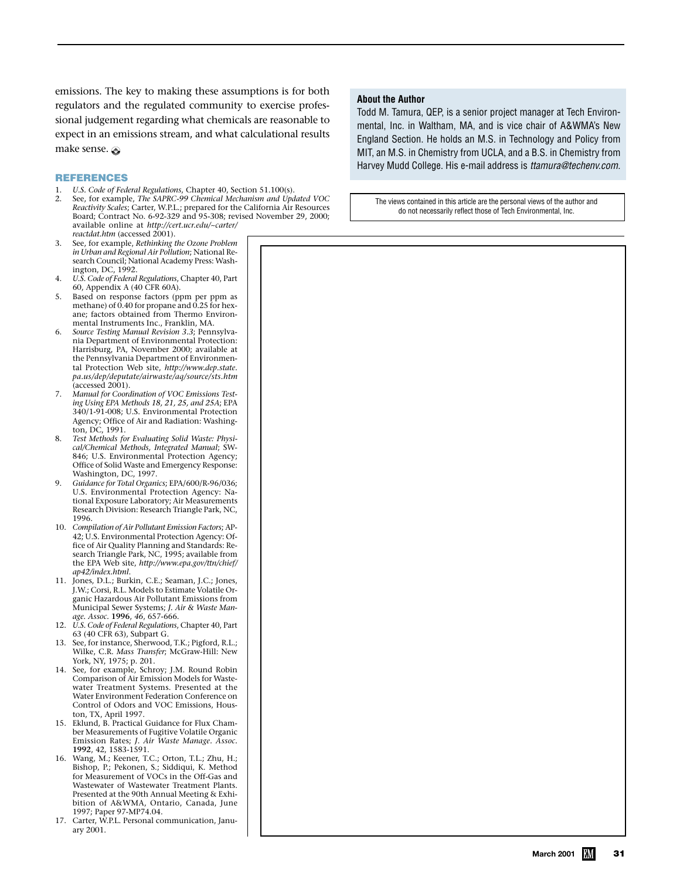emissions. The key to making these assumptions is for both regulators and the regulated community to exercise professional judgement regarding what chemicals are reasonable to expect in an emissions stream, and what calculational results make sense.

## REFERENCES

1. *U.S. Code of Federal Regulations*, Chapter 40, Section 51.100(s).
2. See, for example, *The SAPRC-99 Chemical Mechanism and Updated VOC Reactivity Scales*; Carter, W.P.L.; prepared for the California Air Resources Board; Contract No. 6-92-329 and 95-308; revised November 29, 2000; available online at *http://cert.ucr.edu/~carter/reactdat.htm* (accessed 2001).
3. See, for example, *Rethinking the Ozone Problem in Urban and Regional Air Pollution*; National Research Council; National Academy Press: Washington, DC, 1992.
4. *U.S. Code of Federal Regulations*, Chapter 40, Part 60, Appendix A (40 CFR 60A).
5. Based on response factors (ppm per ppm as methane) of 0.40 for propane and 0.25 for hexane; factors obtained from Thermo Environmental Instruments Inc., Franklin, MA.
6. *Source Testing Manual Revision 3.3*; Pennsylvania Department of Environmental Protection: Harrisburg, PA, November 2000; available at the Pennsylvania Department of Environmental Protection Web site, *http://www.dep.state.pa.us/dep/deputate/airwaste/aq/source/sts.htm* (accessed 2001).
7. *Manual for Coordination of VOC Emissions Testing Using EPA Methods 18, 21, 25, and 25A*; EPA 340/1-91-008; U.S. Environmental Protection Agency; Office of Air and Radiation: Washington, DC, 1991.
8. *Test Methods for Evaluating Solid Waste: Physical/Chemical Methods, Integrated Manual*; SW-846; U.S. Environmental Protection Agency; Office of Solid Waste and Emergency Response: Washington, DC, 1997.
9. *Guidance for Total Organics*; EPA/600/R-96/036; U.S. Environmental Protection Agency: National Exposure Laboratory; Air Measurements Research Division: Research Triangle Park, NC, 1996.
10. *Compilation of Air Pollutant Emission Factors*; AP-42; U.S. Environmental Protection Agency: Office of Air Quality Planning and Standards: Research Triangle Park, NC, 1995; available from the EPA Web site, *http://www.epa.gov/ttn/chief/ap42/index.html*.
11. Jones, D.L.; Burkin, C.E.; Seaman, J.C.; Jones, J.W.; Corsi, R.L. Models to Estimate Volatile Organic Hazardous Air Pollutant Emissions from Municipal Sewer Systems; *J. Air & Waste Manage. Assoc.* **1996**, *46*, 657-666.
12. *U.S. Code of Federal Regulations*, Chapter 40, Part 63 (40 CFR 63), Subpart G.
13. See, for instance, Sherwood, T.K.; Pigford, R.L.; Wilke, C.R. *Mass Transfer*; McGraw-Hill: New York, NY, 1975; p. 201.
14. See, for example, Schroy; J.M. Round Robin Comparison of Air Emission Models for Wastewater Treatment Systems. Presented at the Water Environment Federation Conference on Control of Odors and VOC Emissions, Houston, TX, April 1997.
15. Eklund, B. Practical Guidance for Flux Chamber Measurements of Fugitive Volatile Organic Emission Rates; *J. Air Waste Manage. Assoc.* **1992**, *42*, 1583-1591.
16. Wang, M.; Keener, T.C.; Orton, T.L.; Zhu, H.; Bishop, P.; Pekonen, S.; Siddiqui, K. Method for Measurement of VOCs in the Off-Gas and Wastewater of Wastewater Treatment Plants. Presented at the 90th Annual Meeting & Exhibition of A&WMA, Ontario, Canada, June 1997; Paper 97-MP74.04.
17. Carter, W.P.L. Personal communication, January 2001.

**About the Author**

Todd M. Tamura, QEP, is a senior project manager at Tech Environmental, Inc. in Waltham, MA, and is vice chair of A&WMA's New England Section. He holds an M.S. in Technology and Policy from MIT, an M.S. in Chemistry from UCLA, and a B.S. in Chemistry from Harvey Mudd College. His e-mail address is *ttamura@techenv.com*.

The views contained in this article are the personal views of the author and do not necessarily reflect those of Tech Environmental, Inc.